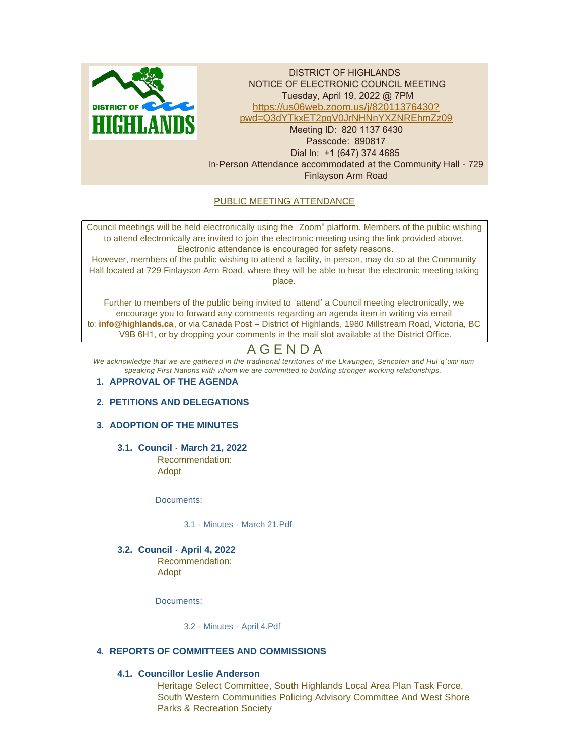DISTRICT OF HIGHLANDS
NOTICE OF ELECTRONIC COUNCIL MEETING
Tuesday, April 19, 2022 @ 7PM
https://us06web.zoom.us/j/82011376430?pwd=Q3dYTkxET2pqV0JrNHNnYXZNREhmZz09
Meeting ID: 820 1137 6430
Passcode: 890817
Dial In: +1 (647) 374 4685
In-Person Attendance accommodated at the Community Hall - 729 Finlayson Arm Road

PUBLIC MEETING ATTENDANCE

Council meetings will be held electronically using the "Zoom" platform. Members of the public wishing to attend electronically are invited to join the electronic meeting using the link provided above. Electronic attendance is encouraged for safety reasons.
However, members of the public wishing to attend a facility, in person, may do so at the Community Hall located at 729 Finlayson Arm Road, where they will be able to hear the electronic meeting taking place.

Further to members of the public being invited to 'attend' a Council meeting electronically, we encourage you to forward any comments regarding an agenda item in writing via email to: **info@highlands.ca**, or via Canada Post – District of Highlands, 1980 Millstream Road, Victoria, BC V9B 6H1, or by dropping your comments in the mail slot available at the District Office.

# AGENDA

*We acknowledge that we are gathered in the traditional territories of the Lkwungen, Sencoten and Hul'q'umi'num speaking First Nations with whom we are committed to building stronger working relationships.*

## 1. APPROVAL OF THE AGENDA

## 2. PETITIONS AND DELEGATIONS

## 3. ADOPTION OF THE MINUTES

### 3.1. Council - March 21, 2022

Recommendation:
Adopt

Documents:

3.1 - Minutes - March 21.Pdf

### 3.2. Council - April 4, 2022

Recommendation:
Adopt

Documents:

3.2 - Minutes - April 4.Pdf

## 4. REPORTS OF COMMITTEES AND COMMISSIONS

### 4.1. Councillor Leslie Anderson

Heritage Select Committee, South Highlands Local Area Plan Task Force, South Western Communities Policing Advisory Committee And West Shore Parks & Recreation Society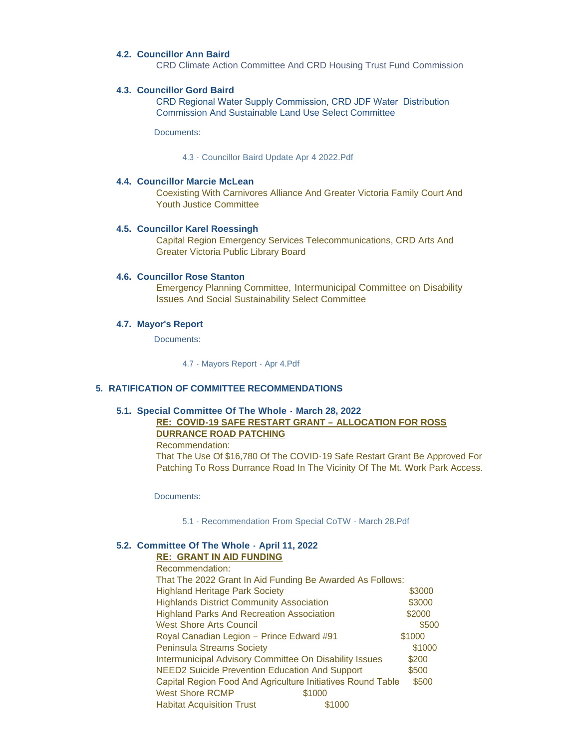### 4.2. Councillor Ann Baird

CRD Climate Action Committee And CRD Housing Trust Fund Commission

### 4.3. Councillor Gord Baird

CRD Regional Water Supply Commission, CRD JDF Water Distribution Commission And Sustainable Land Use Select Committee

Documents:

4.3 - Councillor Baird Update Apr 4 2022.Pdf

### 4.4. Councillor Marcie McLean

Coexisting With Carnivores Alliance And Greater Victoria Family Court And Youth Justice Committee

### 4.5. Councillor Karel Roessingh

Capital Region Emergency Services Telecommunications, CRD Arts And Greater Victoria Public Library Board

### 4.6. Councillor Rose Stanton

Emergency Planning Committee, Intermunicipal Committee on Disability Issues And Social Sustainability Select Committee

### 4.7. Mayor's Report

Documents:

4.7 - Mayors Report - Apr 4.Pdf

## 5. RATIFICATION OF COMMITTEE RECOMMENDATIONS

### 5.1. Special Committee Of The Whole - March 28, 2022

**RE: COVID-19 SAFE RESTART GRANT – ALLOCATION FOR ROSS DURRANCE ROAD PATCHING**

Recommendation:

That The Use Of $16,780 Of The COVID-19 Safe Restart Grant Be Approved For Patching To Ross Durrance Road In The Vicinity Of The Mt. Work Park Access.

Documents:

5.1 - Recommendation From Special CoTW - March 28.Pdf

### 5.2. Committee Of The Whole - April 11, 2022

**RE: GRANT IN AID FUNDING**

Recommendation:

That The 2022 Grant In Aid Funding Be Awarded As Follows:

| | |
|---|---|
| Highland Heritage Park Society | $3000 |
| Highlands District Community Association | $3000 |
| Highland Parks And Recreation Association | $2000 |
| West Shore Arts Council | $500 |
| Royal Canadian Legion – Prince Edward #91 | $1000 |
| Peninsula Streams Society | $1000 |
| Intermunicipal Advisory Committee On Disability Issues | $200 |
| NEED2 Suicide Prevention Education And Support | $500 |
| Capital Region Food And Agriculture Initiatives Round Table | $500 |
| West Shore RCMP | $1000 |
| Habitat Acquisition Trust | $1000 |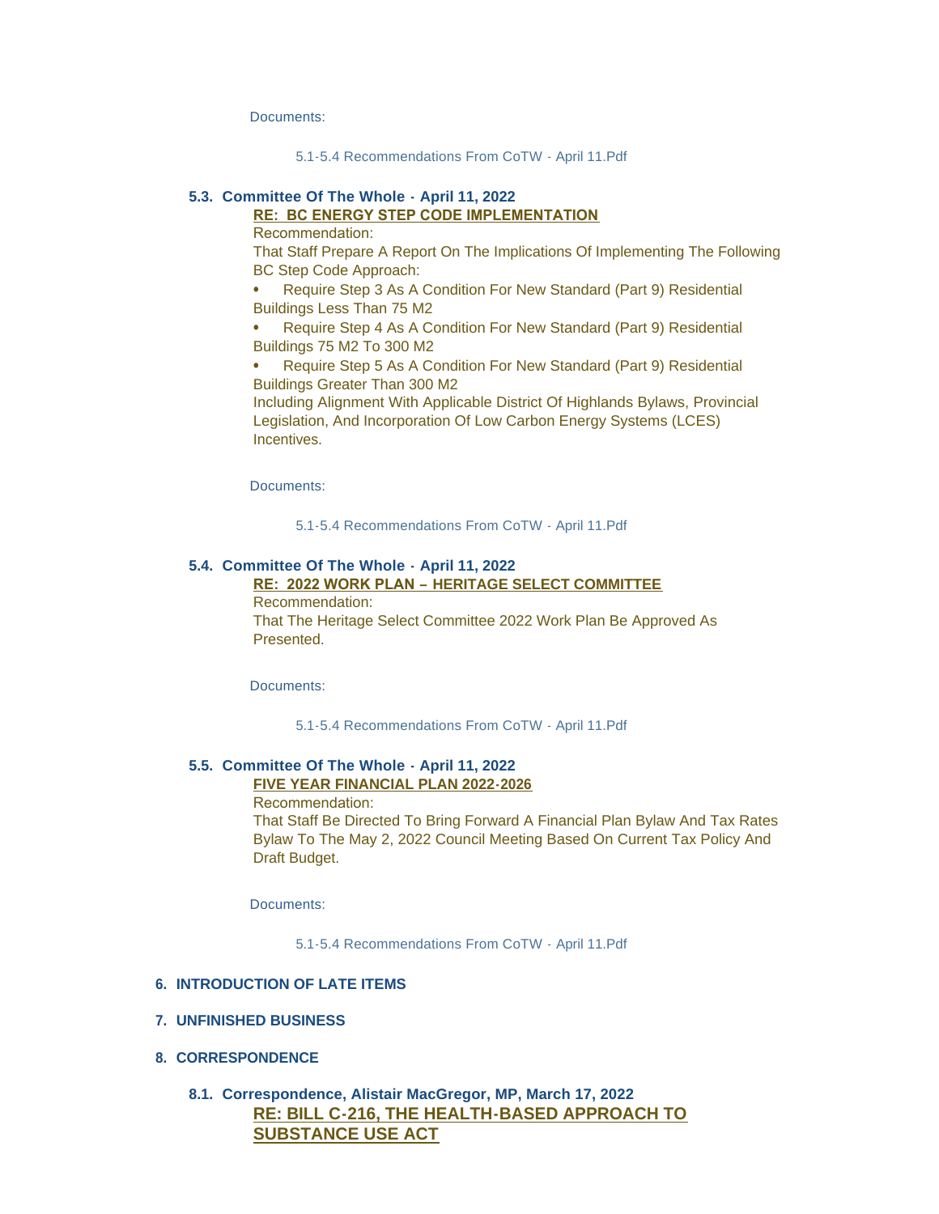Documents:

5.1-5.4 Recommendations From CoTW - April 11.Pdf

### 5.3. Committee Of The Whole - April 11, 2022

**RE: BC ENERGY STEP CODE IMPLEMENTATION**

Recommendation:

That Staff Prepare A Report On The Implications Of Implementing The Following BC Step Code Approach:

- Require Step 3 As A Condition For New Standard (Part 9) Residential Buildings Less Than 75 M2
- Require Step 4 As A Condition For New Standard (Part 9) Residential Buildings 75 M2 To 300 M2
- Require Step 5 As A Condition For New Standard (Part 9) Residential Buildings Greater Than 300 M2

Including Alignment With Applicable District Of Highlands Bylaws, Provincial Legislation, And Incorporation Of Low Carbon Energy Systems (LCES) Incentives.

Documents:

5.1-5.4 Recommendations From CoTW - April 11.Pdf

### 5.4. Committee Of The Whole - April 11, 2022

**RE: 2022 WORK PLAN – HERITAGE SELECT COMMITTEE**

Recommendation:

That The Heritage Select Committee 2022 Work Plan Be Approved As Presented.

Documents:

5.1-5.4 Recommendations From CoTW - April 11.Pdf

### 5.5. Committee Of The Whole - April 11, 2022

**FIVE YEAR FINANCIAL PLAN 2022-2026**

Recommendation:

That Staff Be Directed To Bring Forward A Financial Plan Bylaw And Tax Rates Bylaw To The May 2, 2022 Council Meeting Based On Current Tax Policy And Draft Budget.

Documents:

5.1-5.4 Recommendations From CoTW - April 11.Pdf

## 6. INTRODUCTION OF LATE ITEMS

## 7. UNFINISHED BUSINESS

## 8. CORRESPONDENCE

### 8.1. Correspondence, Alistair MacGregor, MP, March 17, 2022

**RE: BILL C-216, THE HEALTH-BASED APPROACH TO SUBSTANCE USE ACT**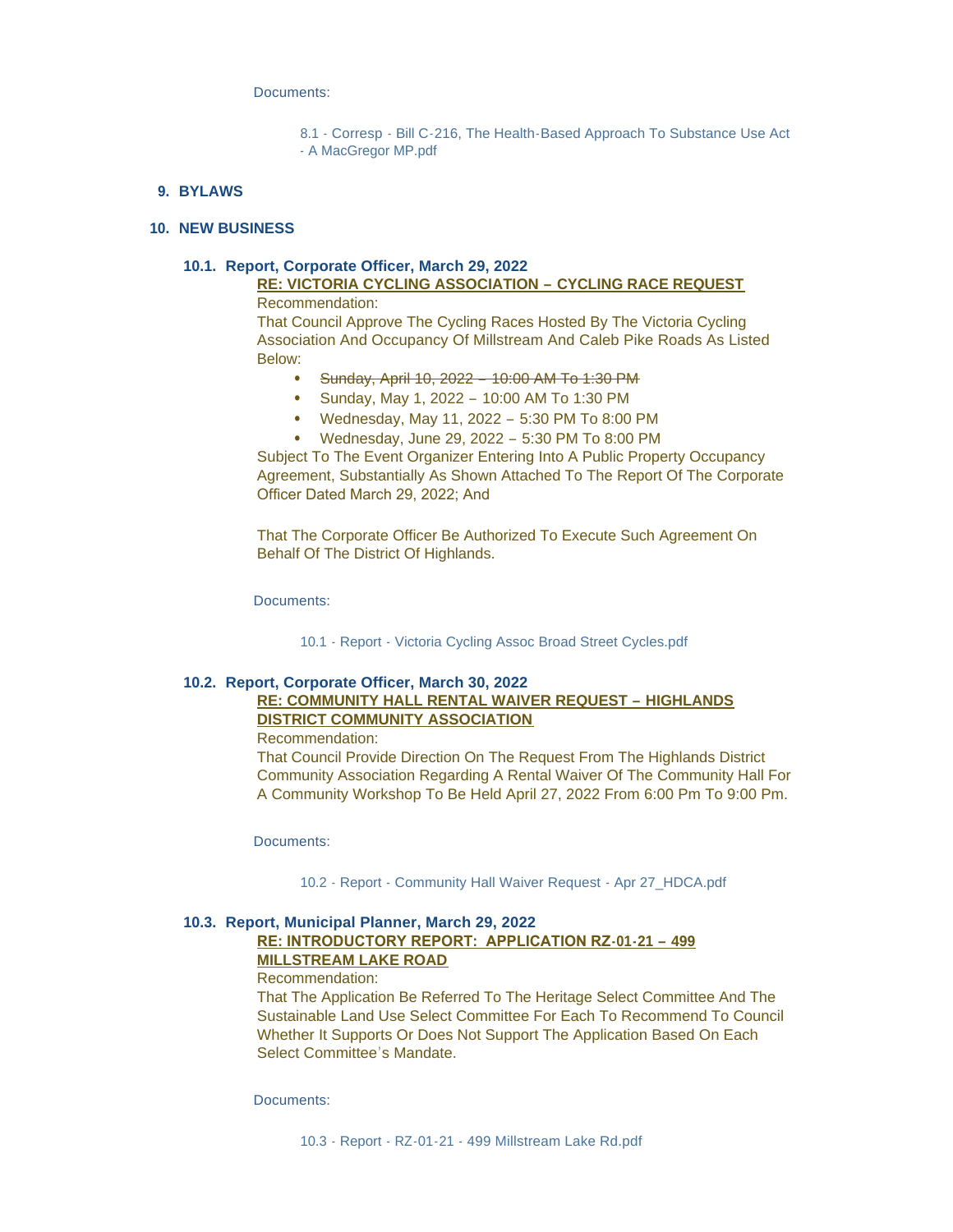Documents:

8.1 - Corresp - Bill C-216, The Health-Based Approach To Substance Use Act - A MacGregor MP.pdf

## 9. BYLAWS

## 10. NEW BUSINESS

### 10.1. Report, Corporate Officer, March 29, 2022

**RE: VICTORIA CYCLING ASSOCIATION – CYCLING RACE REQUEST**

Recommendation:

That Council Approve The Cycling Races Hosted By The Victoria Cycling Association And Occupancy Of Millstream And Caleb Pike Roads As Listed Below:

- ~~Sunday, April 10, 2022 – 10:00 AM To 1:30 PM~~
- Sunday, May 1, 2022 – 10:00 AM To 1:30 PM
- Wednesday, May 11, 2022 – 5:30 PM To 8:00 PM
- Wednesday, June 29, 2022 – 5:30 PM To 8:00 PM

Subject To The Event Organizer Entering Into A Public Property Occupancy Agreement, Substantially As Shown Attached To The Report Of The Corporate Officer Dated March 29, 2022; And

That The Corporate Officer Be Authorized To Execute Such Agreement On Behalf Of The District Of Highlands.

Documents:

10.1 - Report - Victoria Cycling Assoc Broad Street Cycles.pdf

### 10.2. Report, Corporate Officer, March 30, 2022

**RE: COMMUNITY HALL RENTAL WAIVER REQUEST – HIGHLANDS DISTRICT COMMUNITY ASSOCIATION**

Recommendation:

That Council Provide Direction On The Request From The Highlands District Community Association Regarding A Rental Waiver Of The Community Hall For A Community Workshop To Be Held April 27, 2022 From 6:00 Pm To 9:00 Pm.

Documents:

10.2 - Report - Community Hall Waiver Request - Apr 27_HDCA.pdf

### 10.3. Report, Municipal Planner, March 29, 2022

**RE: INTRODUCTORY REPORT: APPLICATION RZ-01-21 – 499 MILLSTREAM LAKE ROAD**

Recommendation:

That The Application Be Referred To The Heritage Select Committee And The Sustainable Land Use Select Committee For Each To Recommend To Council Whether It Supports Or Does Not Support The Application Based On Each Select Committee's Mandate.

Documents:

10.3 - Report - RZ-01-21 - 499 Millstream Lake Rd.pdf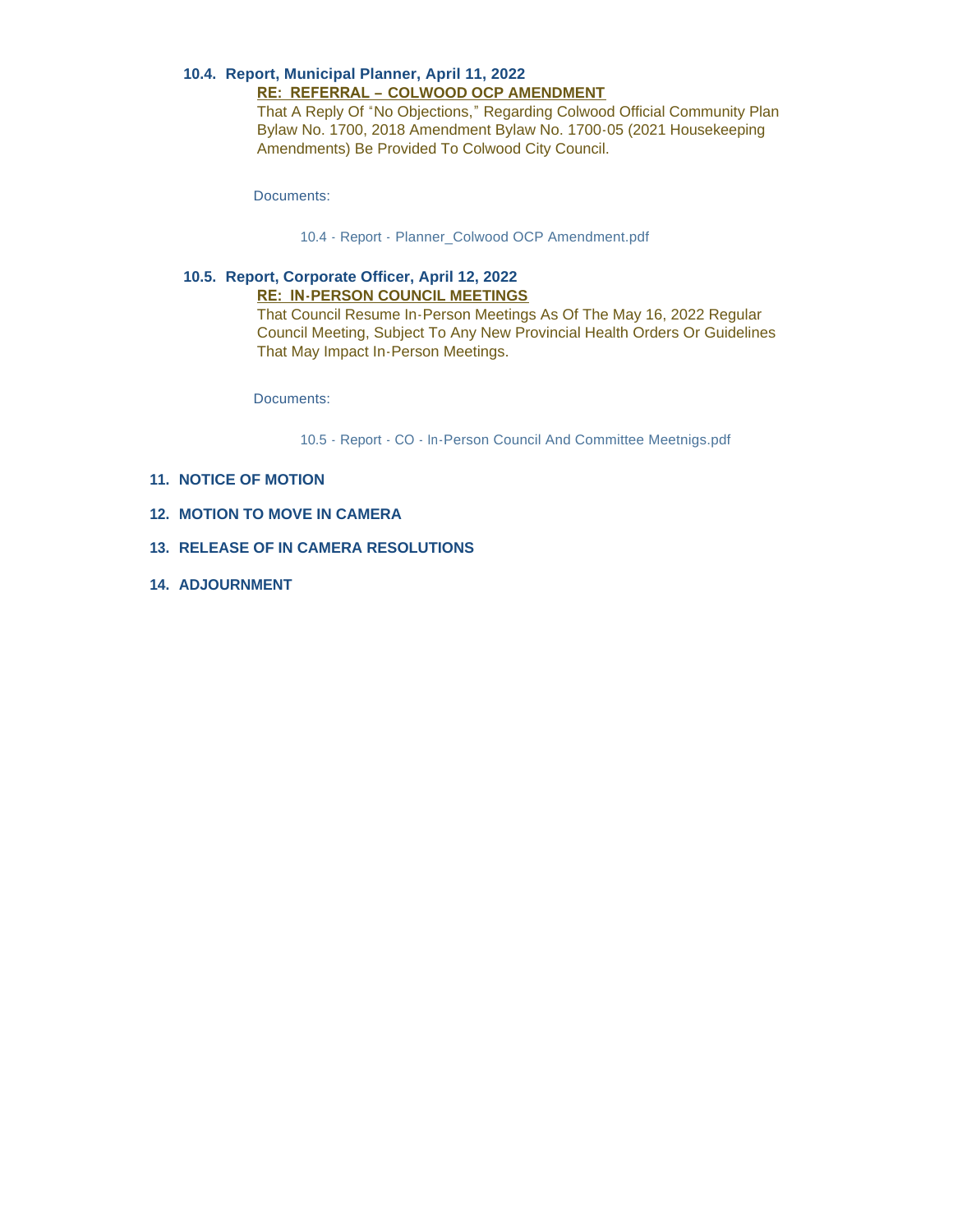### 10.4. Report, Municipal Planner, April 11, 2022

**RE: REFERRAL – COLWOOD OCP AMENDMENT**

That A Reply Of "No Objections," Regarding Colwood Official Community Plan Bylaw No. 1700, 2018 Amendment Bylaw No. 1700-05 (2021 Housekeeping Amendments) Be Provided To Colwood City Council.

Documents:

10.4 - Report - Planner_Colwood OCP Amendment.pdf

### 10.5. Report, Corporate Officer, April 12, 2022

**RE: IN-PERSON COUNCIL MEETINGS**

That Council Resume In-Person Meetings As Of The May 16, 2022 Regular Council Meeting, Subject To Any New Provincial Health Orders Or Guidelines That May Impact In-Person Meetings.

Documents:

10.5 - Report - CO - In-Person Council And Committee Meetnigs.pdf

## 11. NOTICE OF MOTION

## 12. MOTION TO MOVE IN CAMERA

## 13. RELEASE OF IN CAMERA RESOLUTIONS

## 14. ADJOURNMENT